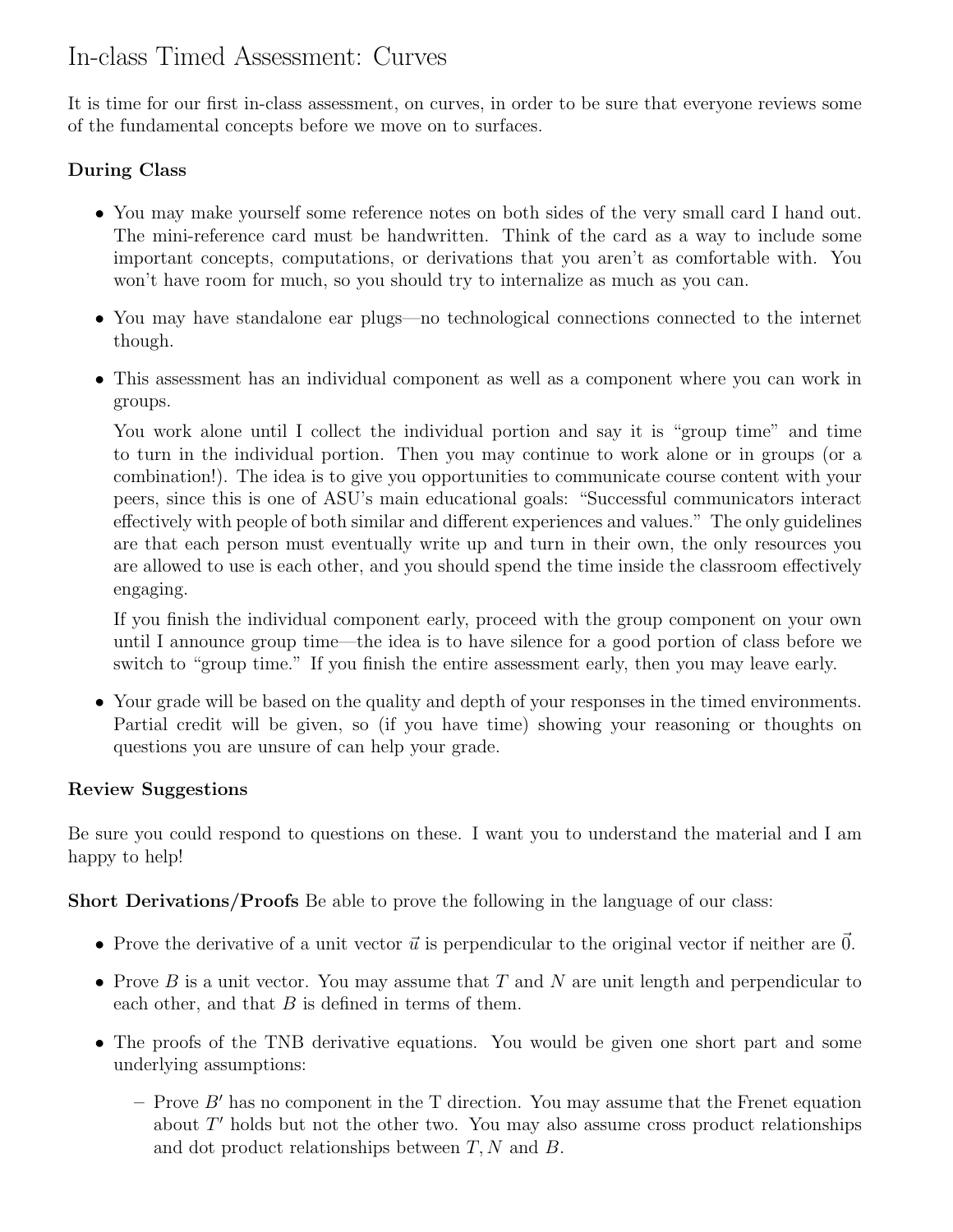# In-class Timed Assessment: Curves

It is time for our first in-class assessment, on curves, in order to be sure that everyone reviews some of the fundamental concepts before we move on to surfaces.

**During Class**

- You may make yourself some reference notes on both sides of the very small card I hand out. The mini-reference card must be handwritten. Think of the card as a way to include some important concepts, computations, or derivations that you aren't as comfortable with. You won't have room for much, so you should try to internalize as much as you can.
- You may have standalone ear plugs—no technological connections connected to the internet though.
- This assessment has an individual component as well as a component where you can work in groups.

  You work alone until I collect the individual portion and say it is "group time" and time to turn in the individual portion. Then you may continue to work alone or in groups (or a combination!). The idea is to give you opportunities to communicate course content with your peers, since this is one of ASU's main educational goals: "Successful communicators interact effectively with people of both similar and different experiences and values." The only guidelines are that each person must eventually write up and turn in their own, the only resources you are allowed to use is each other, and you should spend the time inside the classroom effectively engaging.

  If you finish the individual component early, proceed with the group component on your own until I announce group time—the idea is to have silence for a good portion of class before we switch to "group time." If you finish the entire assessment early, then you may leave early.
- Your grade will be based on the quality and depth of your responses in the timed environments. Partial credit will be given, so (if you have time) showing your reasoning or thoughts on questions you are unsure of can help your grade.

**Review Suggestions**

Be sure you could respond to questions on these. I want you to understand the material and I am happy to help!

**Short Derivations/Proofs** Be able to prove the following in the language of our class:

- Prove the derivative of a unit vector $\vec{u}$ is perpendicular to the original vector if neither are $\vec{0}$.
- Prove $B$ is a unit vector. You may assume that $T$ and $N$ are unit length and perpendicular to each other, and that $B$ is defined in terms of them.
- The proofs of the TNB derivative equations. You would be given one short part and some underlying assumptions:
  - Prove $B'$ has no component in the T direction. You may assume that the Frenet equation about $T'$ holds but not the other two. You may also assume cross product relationships and dot product relationships between $T, N$ and $B$.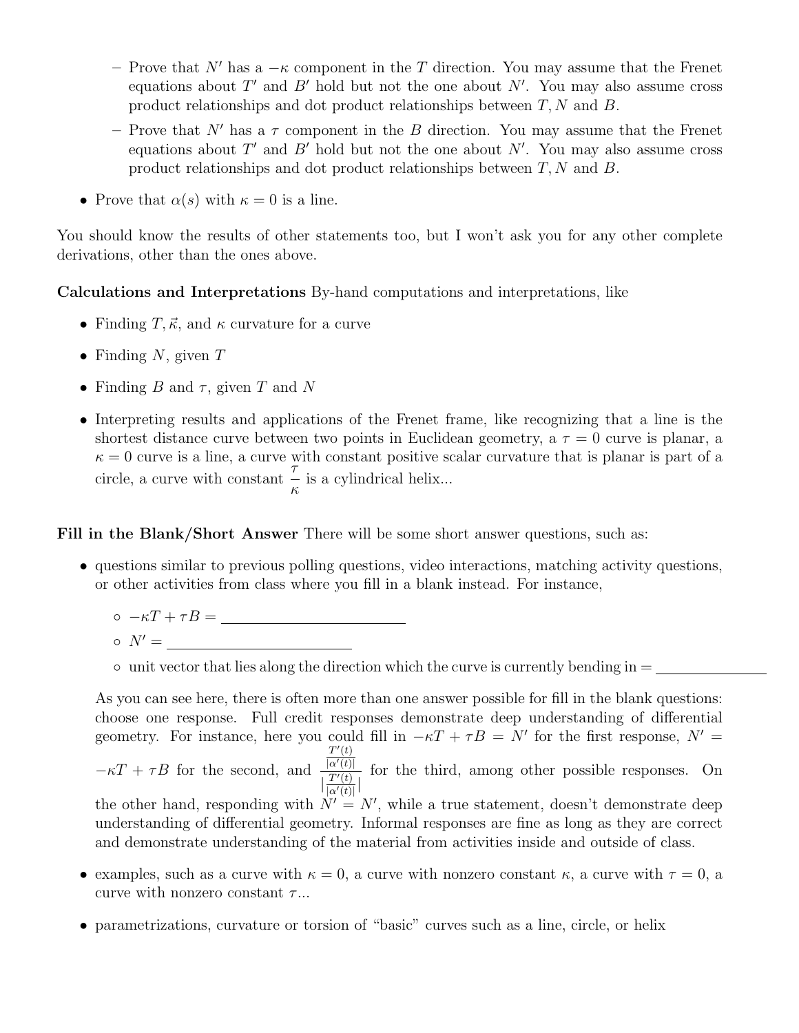- Prove that $N'$ has a $-\kappa$ component in the $T$ direction. You may assume that the Frenet equations about $T'$ and $B'$ hold but not the one about $N'$. You may also assume cross product relationships and dot product relationships between $T, N$ and $B$.
  - Prove that $N'$ has a $\tau$ component in the $B$ direction. You may assume that the Frenet equations about $T'$ and $B'$ hold but not the one about $N'$. You may also assume cross product relationships and dot product relationships between $T, N$ and $B$.

- Prove that $\alpha(s)$ with $\kappa = 0$ is a line.

You should know the results of other statements too, but I won't ask you for any other complete derivations, other than the ones above.

**Calculations and Interpretations** By-hand computations and interpretations, like

- Finding $T, \vec{\kappa}$, and $\kappa$ curvature for a curve
- Finding $N$, given $T$
- Finding $B$ and $\tau$, given $T$ and $N$
- Interpreting results and applications of the Frenet frame, like recognizing that a line is the shortest distance curve between two points in Euclidean geometry, a $\tau = 0$ curve is planar, a $\kappa = 0$ curve is a line, a curve with constant positive scalar curvature that is planar is part of a circle, a curve with constant $\frac{\tau}{\kappa}$ is a cylindrical helix...

**Fill in the Blank/Short Answer** There will be some short answer questions, such as:

- questions similar to previous polling questions, video interactions, matching activity questions, or other activities from class where you fill in a blank instead. For instance,
  - $-\kappa T + \tau B =$ \_\_\_\_\_\_\_\_\_\_\_\_\_\_\_\_\_\_\_\_
  - $N' =$ \_\_\_\_\_\_\_\_\_\_\_\_\_\_\_\_\_\_\_\_
  - unit vector that lies along the direction which the curve is currently bending in = \_\_\_\_\_\_\_\_\_\_\_\_\_\_\_\_\_\_\_\_

  As you can see here, there is often more than one answer possible for fill in the blank questions: choose one response. Full credit responses demonstrate deep understanding of differential geometry. For instance, here you could fill in $-\kappa T + \tau B = N'$ for the first response, $N' = -\kappa T + \tau B$ for the second, and $\frac{\frac{T'(t)}{|\alpha'(t)|}}{\left|\frac{T'(t)}{|\alpha'(t)|}\right|}$ for the third, among other possible responses. On the other hand, responding with $N' = N'$, while a true statement, doesn't demonstrate deep understanding of differential geometry. Informal responses are fine as long as they are correct and demonstrate understanding of the material from activities inside and outside of class.

- examples, such as a curve with $\kappa = 0$, a curve with nonzero constant $\kappa$, a curve with $\tau = 0$, a curve with nonzero constant $\tau$...
- parametrizations, curvature or torsion of "basic" curves such as a line, circle, or helix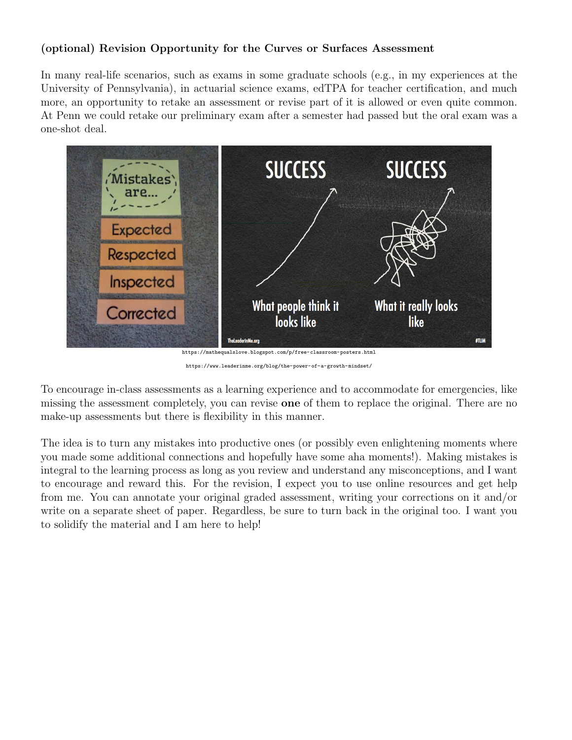**(optional) Revision Opportunity for the Curves or Surfaces Assessment**

In many real-life scenarios, such as exams in some graduate schools (e.g., in my experiences at the University of Pennsylvania), in actuarial science exams, edTPA for teacher certification, and much more, an opportunity to retake an assessment or revise part of it is allowed or even quite common. At Penn we could retake our preliminary exam after a semester had passed but the oral exam was a one-shot deal.

https://mathequalslove.blogspot.com/p/free-classroom-posters.html

https://www.leaderinme.org/blog/the-power-of-a-growth-mindset/

To encourage in-class assessments as a learning experience and to accommodate for emergencies, like missing the assessment completely, you can revise **one** of them to replace the original. There are no make-up assessments but there is flexibility in this manner.

The idea is to turn any mistakes into productive ones (or possibly even enlightening moments where you made some additional connections and hopefully have some aha moments!). Making mistakes is integral to the learning process as long as you review and understand any misconceptions, and I want to encourage and reward this. For the revision, I expect you to use online resources and get help from me. You can annotate your original graded assessment, writing your corrections on it and/or write on a separate sheet of paper. Regardless, be sure to turn back in the original too. I want you to solidify the material and I am here to help!